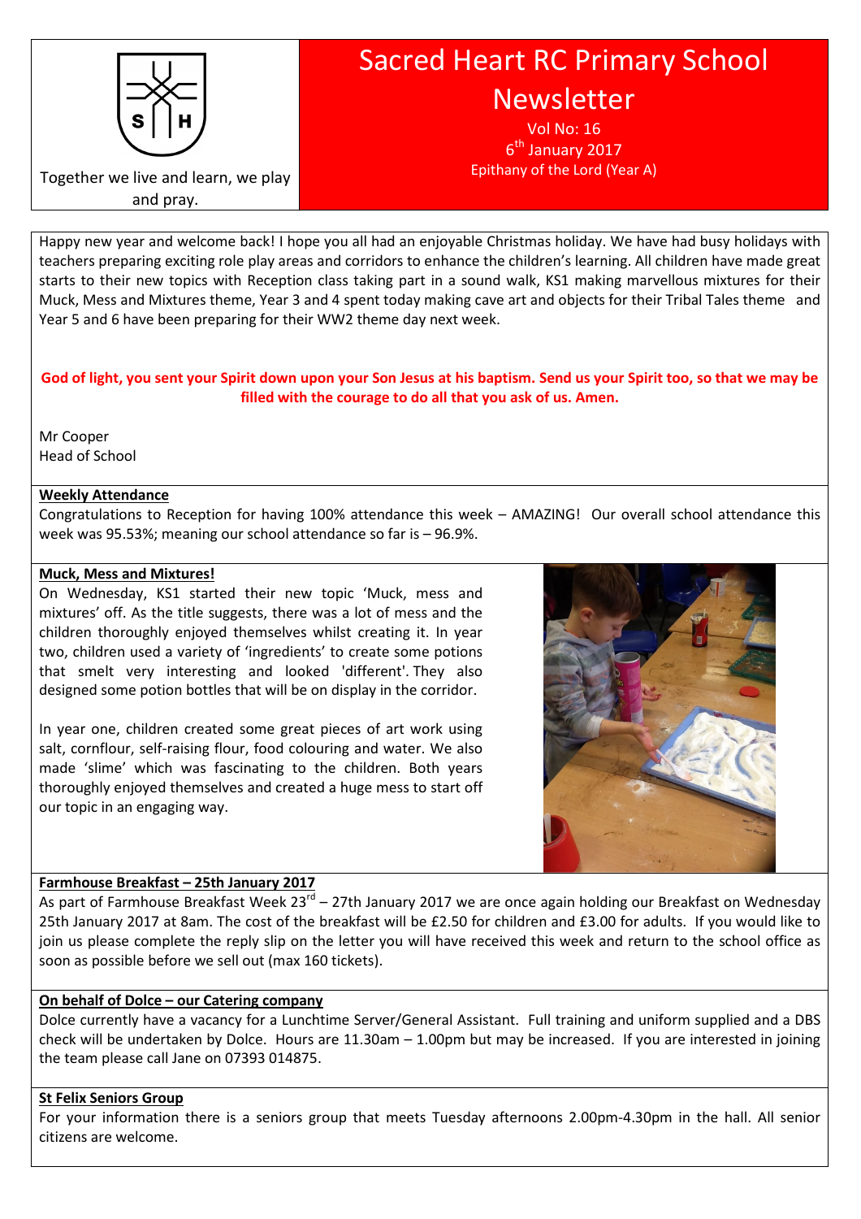Together we live and learn, we play and pray.

# Sacred Heart RC Primary School Newsletter

Vol No: 16

6th January 2017

Epithany of the Lord (Year A)

Happy new year and welcome back! I hope you all had an enjoyable Christmas holiday. We have had busy holidays with teachers preparing exciting role play areas and corridors to enhance the children's learning. All children have made great starts to their new topics with Reception class taking part in a sound walk, KS1 making marvellous mixtures for their Muck, Mess and Mixtures theme, Year 3 and 4 spent today making cave art and objects for their Tribal Tales theme and Year 5 and 6 have been preparing for their WW2 theme day next week.

**God of light, you sent your Spirit down upon your Son Jesus at his baptism. Send us your Spirit too, so that we may be filled with the courage to do all that you ask of us. Amen.**

Mr Cooper
Head of School

## Weekly Attendance

Congratulations to Reception for having 100% attendance this week – AMAZING! Our overall school attendance this week was 95.53%; meaning our school attendance so far is – 96.9%.

## Muck, Mess and Mixtures!

On Wednesday, KS1 started their new topic 'Muck, mess and mixtures' off. As the title suggests, there was a lot of mess and the children thoroughly enjoyed themselves whilst creating it. In year two, children used a variety of 'ingredients' to create some potions that smelt very interesting and looked 'different'. They also designed some potion bottles that will be on display in the corridor.

In year one, children created some great pieces of art work using salt, cornflour, self-raising flour, food colouring and water. We also made 'slime' which was fascinating to the children. Both years thoroughly enjoyed themselves and created a huge mess to start off our topic in an engaging way.

## Farmhouse Breakfast – 25th January 2017

As part of Farmhouse Breakfast Week 23rd – 27th January 2017 we are once again holding our Breakfast on Wednesday 25th January 2017 at 8am. The cost of the breakfast will be £2.50 for children and £3.00 for adults. If you would like to join us please complete the reply slip on the letter you will have received this week and return to the school office as soon as possible before we sell out (max 160 tickets).

## On behalf of Dolce – our Catering company

Dolce currently have a vacancy for a Lunchtime Server/General Assistant. Full training and uniform supplied and a DBS check will be undertaken by Dolce. Hours are 11.30am – 1.00pm but may be increased. If you are interested in joining the team please call Jane on 07393 014875.

## St Felix Seniors Group

For your information there is a seniors group that meets Tuesday afternoons 2.00pm-4.30pm in the hall. All senior citizens are welcome.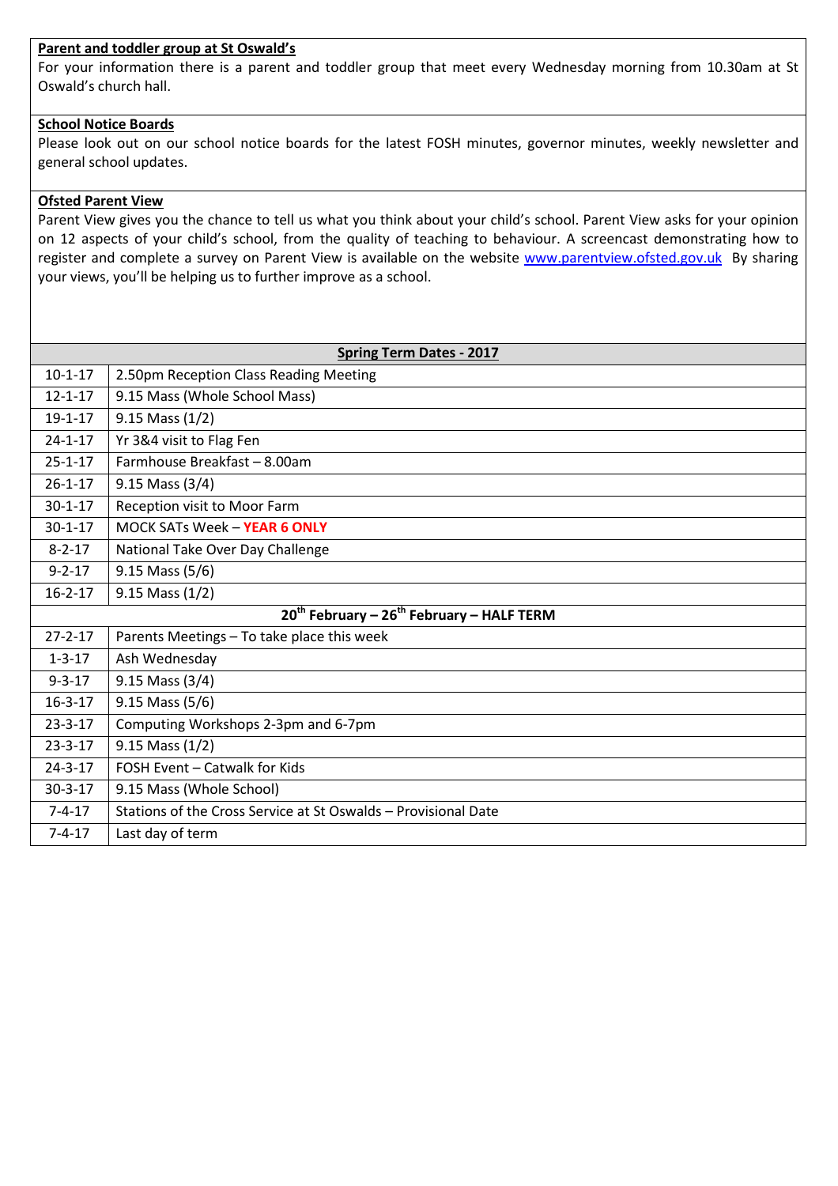**Parent and toddler group at St Oswald's**

For your information there is a parent and toddler group that meet every Wednesday morning from 10.30am at St Oswald's church hall.

**School Notice Boards**

Please look out on our school notice boards for the latest FOSH minutes, governor minutes, weekly newsletter and general school updates.

**Ofsted Parent View**

Parent View gives you the chance to tell us what you think about your child's school. Parent View asks for your opinion on 12 aspects of your child's school, from the quality of teaching to behaviour. A screencast demonstrating how to register and complete a survey on Parent View is available on the website www.parentview.ofsted.gov.uk By sharing your views, you'll be helping us to further improve as a school.

| **Spring Term Dates - 2017** | |
|---|---|
| 10-1-17 | 2.50pm Reception Class Reading Meeting |
| 12-1-17 | 9.15 Mass (Whole School Mass) |
| 19-1-17 | 9.15 Mass (1/2) |
| 24-1-17 | Yr 3&4 visit to Flag Fen |
| 25-1-17 | Farmhouse Breakfast – 8.00am |
| 26-1-17 | 9.15 Mass (3/4) |
| 30-1-17 | Reception visit to Moor Farm |
| 30-1-17 | MOCK SATs Week – **YEAR 6 ONLY** |
| 8-2-17 | National Take Over Day Challenge |
| 9-2-17 | 9.15 Mass (5/6) |
| 16-2-17 | 9.15 Mass (1/2) |
| **20th February – 26th February – HALF TERM** | |
| 27-2-17 | Parents Meetings – To take place this week |
| 1-3-17 | Ash Wednesday |
| 9-3-17 | 9.15 Mass (3/4) |
| 16-3-17 | 9.15 Mass (5/6) |
| 23-3-17 | Computing Workshops 2-3pm and 6-7pm |
| 23-3-17 | 9.15 Mass (1/2) |
| 24-3-17 | FOSH Event – Catwalk for Kids |
| 30-3-17 | 9.15 Mass (Whole School) |
| 7-4-17 | Stations of the Cross Service at St Oswalds – Provisional Date |
| 7-4-17 | Last day of term |